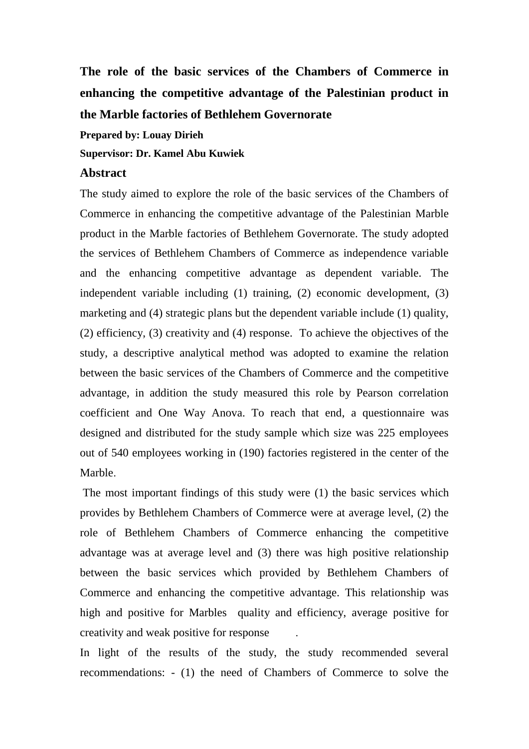# The role of the basic services of the Chambers of Commerce in enhancing the competitive advantage of the Palestinian product in the Marble factories of Bethlehem Governorate

**Prepared by: Louay Dirieh**

**Supervisor: Dr. Kamel Abu Kuwiek**

## Abstract

The study aimed to explore the role of the basic services of the Chambers of Commerce in enhancing the competitive advantage of the Palestinian Marble product in the Marble factories of Bethlehem Governorate. The study adopted the services of Bethlehem Chambers of Commerce as independence variable and the enhancing competitive advantage as dependent variable. The independent variable including (1) training, (2) economic development, (3) marketing and (4) strategic plans but the dependent variable include (1) quality, (2) efficiency, (3) creativity and (4) response. To achieve the objectives of the study, a descriptive analytical method was adopted to examine the relation between the basic services of the Chambers of Commerce and the competitive advantage, in addition the study measured this role by Pearson correlation coefficient and One Way Anova. To reach that end, a questionnaire was designed and distributed for the study sample which size was 225 employees out of 540 employees working in (190) factories registered in the center of the Marble.

The most important findings of this study were (1) the basic services which provides by Bethlehem Chambers of Commerce were at average level, (2) the role of Bethlehem Chambers of Commerce enhancing the competitive advantage was at average level and (3) there was high positive relationship between the basic services which provided by Bethlehem Chambers of Commerce and enhancing the competitive advantage. This relationship was high and positive for Marbles quality and efficiency, average positive for creativity and weak positive for response.

In light of the results of the study, the study recommended several recommendations: - (1) the need of Chambers of Commerce to solve the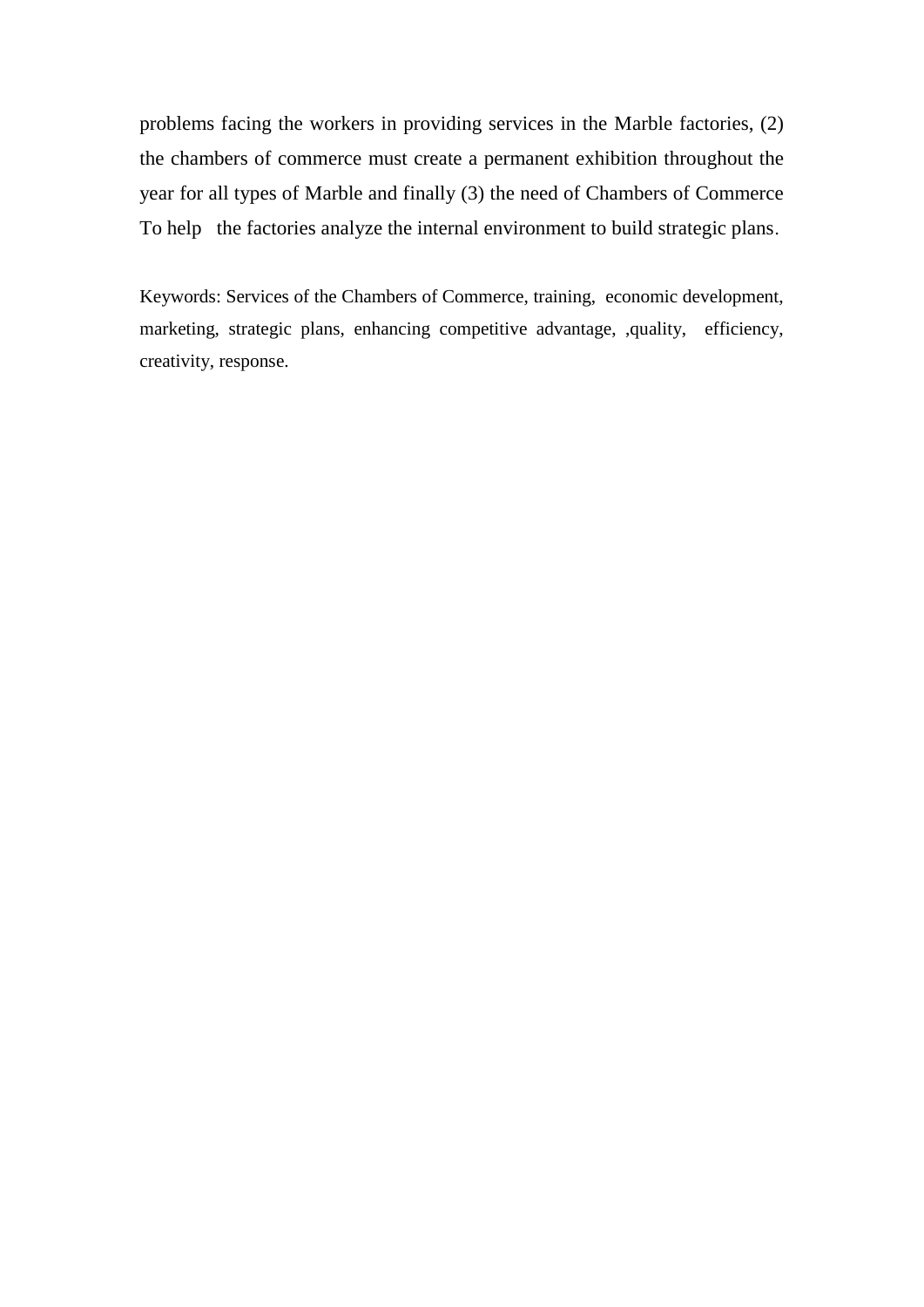problems facing the workers in providing services in the Marble factories, (2) the chambers of commerce must create a permanent exhibition throughout the year for all types of Marble and finally (3) the need of Chambers of Commerce To help the factories analyze the internal environment to build strategic plans.

Keywords: Services of the Chambers of Commerce, training, economic development, marketing, strategic plans, enhancing competitive advantage, ,quality, efficiency, creativity, response.